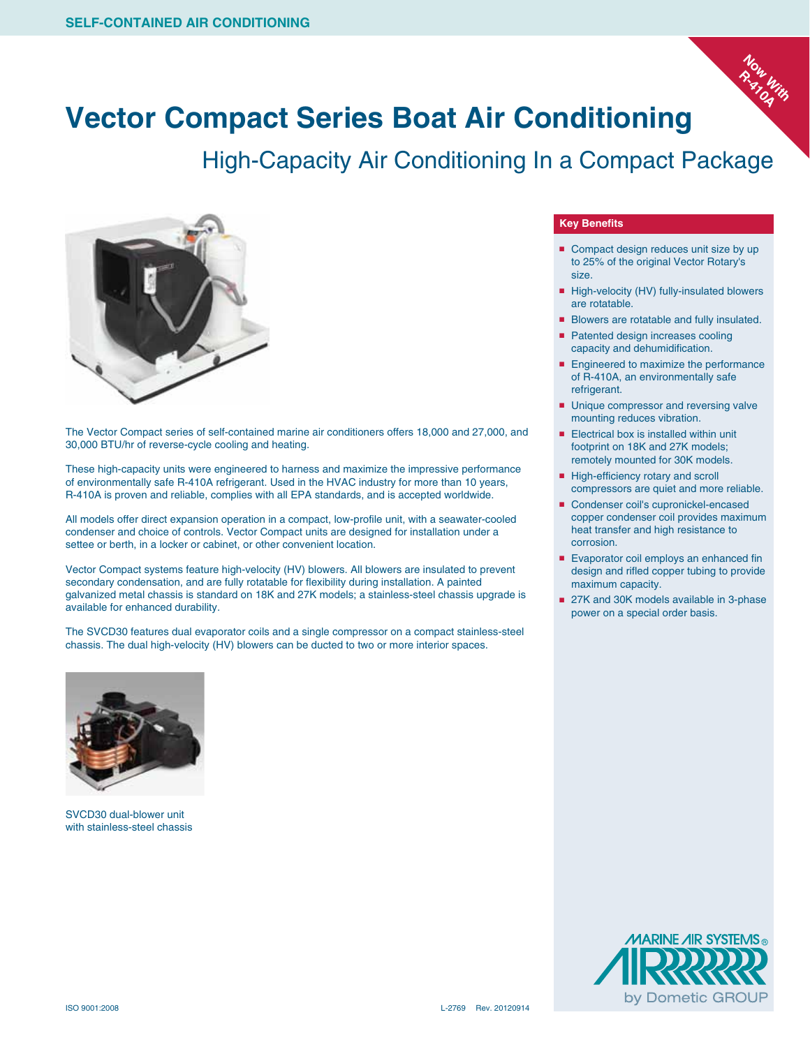SELF-CONTAINED AIR CONDITIONING

Now With R-410A

# Vector Compact Series Boat Air Conditioning

## High-Capacity Air Conditioning In a Compact Package

The Vector Compact series of self-contained marine air conditioners offers 18,000 and 27,000, and 30,000 BTU/hr of reverse-cycle cooling and heating.

These high-capacity units were engineered to harness and maximize the impressive performance of environmentally safe R-410A refrigerant. Used in the HVAC industry for more than 10 years, R-410A is proven and reliable, complies with all EPA standards, and is accepted worldwide.

All models offer direct expansion operation in a compact, low-profile unit, with a seawater-cooled condenser and choice of controls. Vector Compact units are designed for installation under a settee or berth, in a locker or cabinet, or other convenient location.

Vector Compact systems feature high-velocity (HV) blowers. All blowers are insulated to prevent secondary condensation, and are fully rotatable for flexibility during installation. A painted galvanized metal chassis is standard on 18K and 27K models; a stainless-steel chassis upgrade is available for enhanced durability.

The SVCD30 features dual evaporator coils and a single compressor on a compact stainless-steel chassis. The dual high-velocity (HV) blowers can be ducted to two or more interior spaces.

SVCD30 dual-blower unit with stainless-steel chassis

### Key Benefits

- Compact design reduces unit size by up to 25% of the original Vector Rotary's size.
- High-velocity (HV) fully-insulated blowers are rotatable.
- Blowers are rotatable and fully insulated.
- Patented design increases cooling capacity and dehumidification.
- Engineered to maximize the performance of R-410A, an environmentally safe refrigerant.
- Unique compressor and reversing valve mounting reduces vibration.
- Electrical box is installed within unit footprint on 18K and 27K models; remotely mounted for 30K models.
- High-efficiency rotary and scroll compressors are quiet and more reliable.
- Condenser coil's cupronickel-encased copper condenser coil provides maximum heat transfer and high resistance to corrosion.
- Evaporator coil employs an enhanced fin design and rifled copper tubing to provide maximum capacity.
- 27K and 30K models available in 3-phase power on a special order basis.

MARINE AIR SYSTEMS® by Dometic GROUP

ISO 9001:2008 L-2769 Rev. 20120914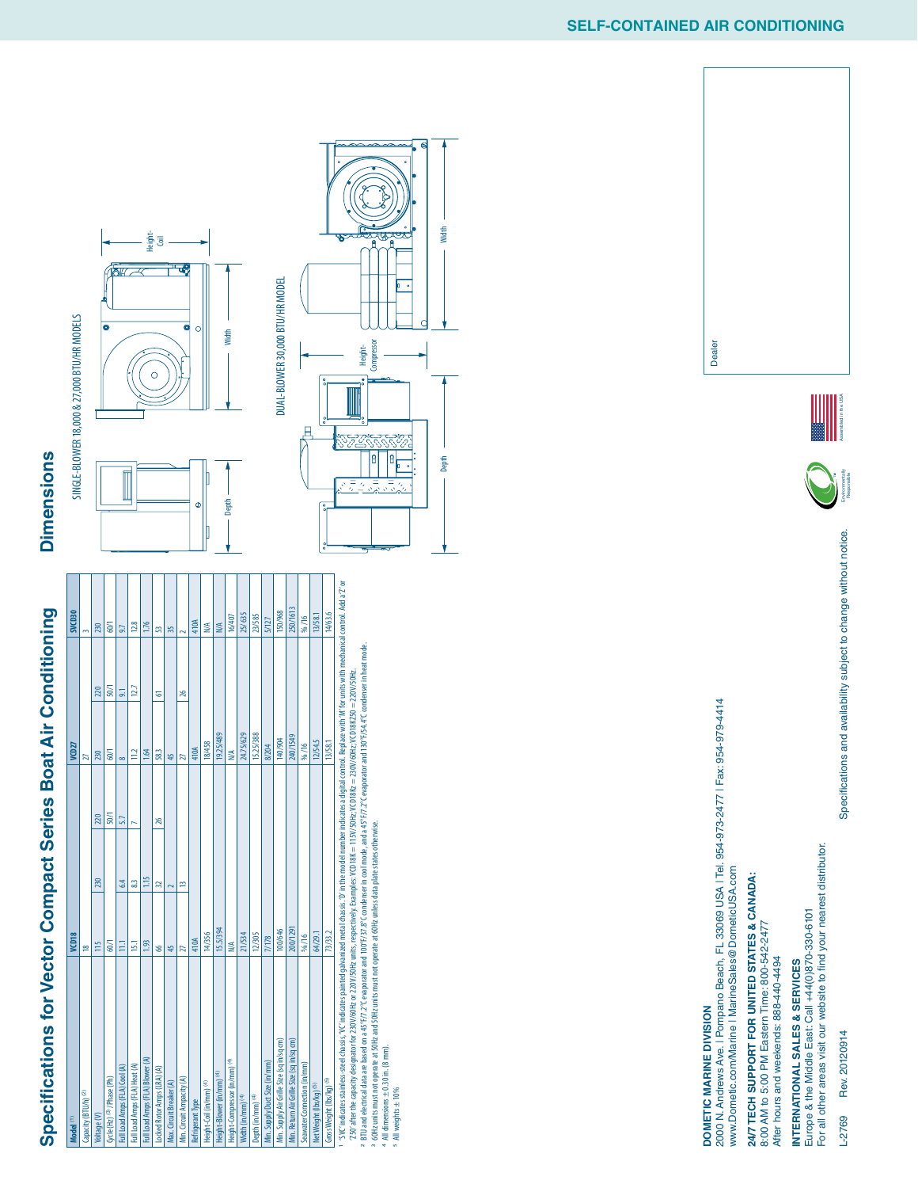# Specifications for Vector Compact Series Boat Air Conditioning

| Model [1] | VCD18 | | | VCD27 | | SVCD30 |
|---|---|---|---|---|---|---|
| Capacity (BTU/h) [2] | 18 | | | 27 | | 3 |
| Voltage (V) | 115 | 230 | 220 | 230 | 220 | 230 |
| Cycle (Hz) [3] / Phase (Ph) | 60/1 | | 50/1 | 60/1 | 50/1 | 60/1 |
| Full Load Amps (FLA) Cool (A) | 11.1 | 6.4 | 5.7 | 8 | 9.1 | 9.7 |
| Full Load Amps (FLA) Heat (A) | 15.1 | 8.3 | 7 | 11.2 | 12.7 | 12.8 |
| Full Load Amps (FLA) Blower (A) | 1.93 | 1.15 | | 1.64 | | 1.76 |
| Locked Rotor Amps (LRA) (A) | 66 | 32 | 26 | 58.3 | 61 | 53 |
| Max. Circuit Breaker (A) | 45 | 2 | | 45 | | 35 |
| Min. Circuit Ampacity (A) | 27 | 13 | | 27 | 26 | 2 |
| Refrigerant Type | 410A | | | 410A | | 410A |
| Height-Coil (in/mm) [4] | 14/356 | | | 18/458 | | N/A |
| Height-Blower (in/mm) [4] | 15.5/394 | | | 19.25/489 | | N/A |
| Height-Compressor (in/mm) [4] | N/A | | | N/A | | 16/407 |
| Width (in/mm) [4] | 21/534 | | | 24.75/629 | | 25/635 |
| Depth (in/mm) [4] | 12/305 | | | 15.25/388 | | 23/585 |
| Min. Supply Duct Size (in/mm) | 7/178 | | | 8/204 | | 5/127 |
| Min. Supply Air Grille Size (sq in/sq cm) | 100/646 | | | 140/904 | | 150/968 |
| Min. Return Air Grille Size (sq in/sq cm) | 200/1291 | | | 240/1549 | | 250/1613 |
| Seawater Connection (in/mm) | 5/8 /16 | | | 5/8 /16 | | 5/8 /16 |
| Net Weight (lbs/kg) [5] | 64/29.1 | | | 12/54.5 | | 13/58.1 |
| Gross Weight (lbs/kg) [5] | 73/33.2 | | | 13/58.1 | | 14/63.6 |

1 "S VC" indicates stainless-steel chassis. "VC" indicates painted galvanized metal chassis. "D" in the model number indicates a digital control. Replace with "M" for units with mechanical control. Add a "Z" or "Z50" after the capacity designator for 230V/60Hz or 220V/50Hz units, respectively. Examples: VCD18K = 115V/60Hz; VCD18Kz = 230V/60Hz; VCD18KZ50 = 220V/50Hz.
2 BTU and electrical data are based on a 45°F/7.2°C evaporator and 100°F/37.8°C condenser in cool mode, and a 45°F/7.2°C evaporator and 130°F/54.4°C condenser in heat mode.
3 60Hz units must not operate at 50Hz and 50Hz units must not operate at 60Hz unless data plate states otherwise.
4 All dimensions ± 0.30 in. (8 mm).
5 All weights ± 10%.

# Dimensions

SINGLE-BLOWER 18,000 & 27,000 BTU/HR MODELS

Depth
Width
Height-Coil

DUAL-BLOWER 30,000 BTU/HR MODEL

Depth
Height-Compressor
Width

**DOMETIC MARINE DIVISION**
2000 N. Andrews Ave. | Pompano Beach, FL 33069 USA | Tel. 954-973-2477 | Fax: 954-979-4414
www.Dometic.com/Marine | MarineSales@DometicUSA.com

**24/7 TECH SUPPORT FOR UNITED STATES & CANADA:**
8:00 AM to 5:00 PM Eastern Time: 800-542-2477
After hours and weekends: 888-440-4494

**INTERNATIONAL SALES & SERVICES**
Europe & the Middle East: Call +44(0)870-330-6101
For all other areas visit our website to find your nearest distributor.

L-2769 Rev. 20120914

Specifications and availability subject to change without notice.

Environmentally Responsible

Assembled in the USA

Dealer